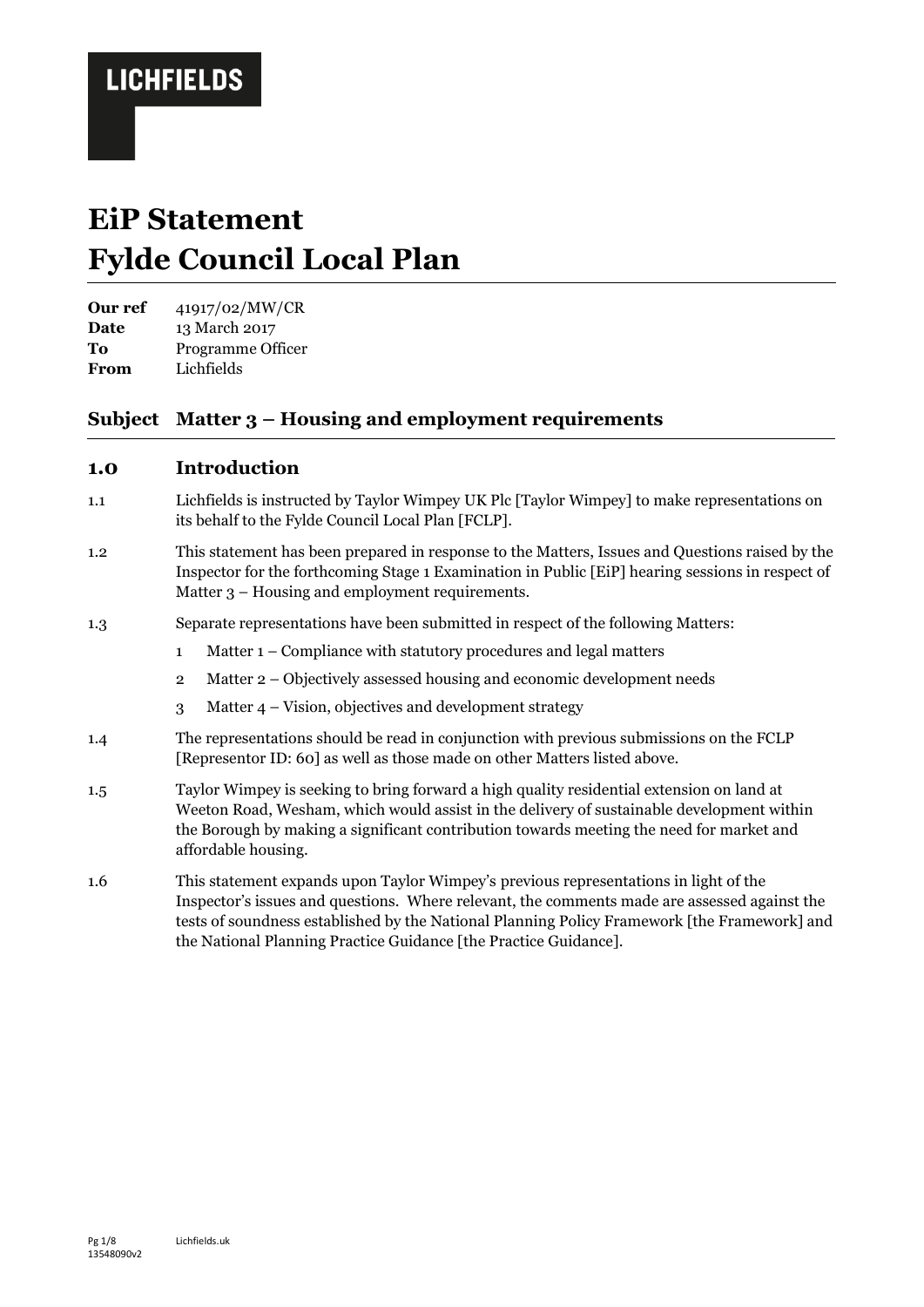**LICHFIELDS**

# EiP Statement
# Fylde Council Local Plan

|  |  |
|---|---|
| **Our ref** | 41917/02/MW/CR |
| **Date** | 13 March 2017 |
| **To** | Programme Officer |
| **From** | Lichfields |

## Subject Matter 3 – Housing and employment requirements

## 1.0 Introduction

1.1 Lichfields is instructed by Taylor Wimpey UK Plc [Taylor Wimpey] to make representations on its behalf to the Fylde Council Local Plan [FCLP].

1.2 This statement has been prepared in response to the Matters, Issues and Questions raised by the Inspector for the forthcoming Stage 1 Examination in Public [EiP] hearing sessions in respect of Matter 3 – Housing and employment requirements.

1.3 Separate representations have been submitted in respect of the following Matters:

1. Matter 1 – Compliance with statutory procedures and legal matters
2. Matter 2 – Objectively assessed housing and economic development needs
3. Matter 4 – Vision, objectives and development strategy

1.4 The representations should be read in conjunction with previous submissions on the FCLP [Representor ID: 60] as well as those made on other Matters listed above.

1.5 Taylor Wimpey is seeking to bring forward a high quality residential extension on land at Weeton Road, Wesham, which would assist in the delivery of sustainable development within the Borough by making a significant contribution towards meeting the need for market and affordable housing.

1.6 This statement expands upon Taylor Wimpey's previous representations in light of the Inspector's issues and questions. Where relevant, the comments made are assessed against the tests of soundness established by the National Planning Policy Framework [the Framework] and the National Planning Practice Guidance [the Practice Guidance].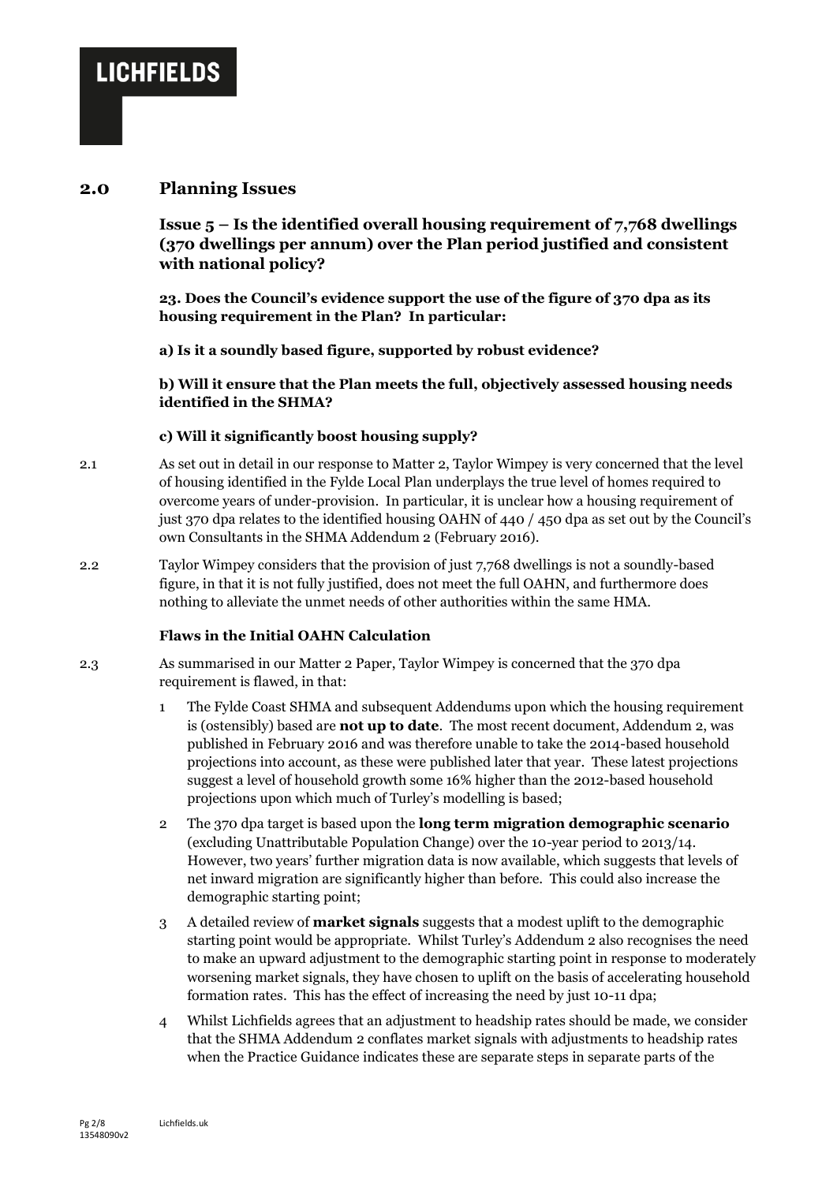## 2.0 Planning Issues

### Issue 5 – Is the identified overall housing requirement of 7,768 dwellings (370 dwellings per annum) over the Plan period justified and consistent with national policy?

**23. Does the Council's evidence support the use of the figure of 370 dpa as its housing requirement in the Plan? In particular:**

**a) Is it a soundly based figure, supported by robust evidence?**

**b) Will it ensure that the Plan meets the full, objectively assessed housing needs identified in the SHMA?**

**c) Will it significantly boost housing supply?**

2.1 As set out in detail in our response to Matter 2, Taylor Wimpey is very concerned that the level of housing identified in the Fylde Local Plan underplays the true level of homes required to overcome years of under-provision. In particular, it is unclear how a housing requirement of just 370 dpa relates to the identified housing OAHN of 440 / 450 dpa as set out by the Council's own Consultants in the SHMA Addendum 2 (February 2016).

2.2 Taylor Wimpey considers that the provision of just 7,768 dwellings is not a soundly-based figure, in that it is not fully justified, does not meet the full OAHN, and furthermore does nothing to alleviate the unmet needs of other authorities within the same HMA.

**Flaws in the Initial OAHN Calculation**

2.3 As summarised in our Matter 2 Paper, Taylor Wimpey is concerned that the 370 dpa requirement is flawed, in that:

1. The Fylde Coast SHMA and subsequent Addendums upon which the housing requirement is (ostensibly) based are **not up to date**. The most recent document, Addendum 2, was published in February 2016 and was therefore unable to take the 2014-based household projections into account, as these were published later that year. These latest projections suggest a level of household growth some 16% higher than the 2012-based household projections upon which much of Turley's modelling is based;
2. The 370 dpa target is based upon the **long term migration demographic scenario** (excluding Unattributable Population Change) over the 10-year period to 2013/14. However, two years' further migration data is now available, which suggests that levels of net inward migration are significantly higher than before. This could also increase the demographic starting point;
3. A detailed review of **market signals** suggests that a modest uplift to the demographic starting point would be appropriate. Whilst Turley's Addendum 2 also recognises the need to make an upward adjustment to the demographic starting point in response to moderately worsening market signals, they have chosen to uplift on the basis of accelerating household formation rates. This has the effect of increasing the need by just 10-11 dpa;
4. Whilst Lichfields agrees that an adjustment to headship rates should be made, we consider that the SHMA Addendum 2 conflates market signals with adjustments to headship rates when the Practice Guidance indicates these are separate steps in separate parts of the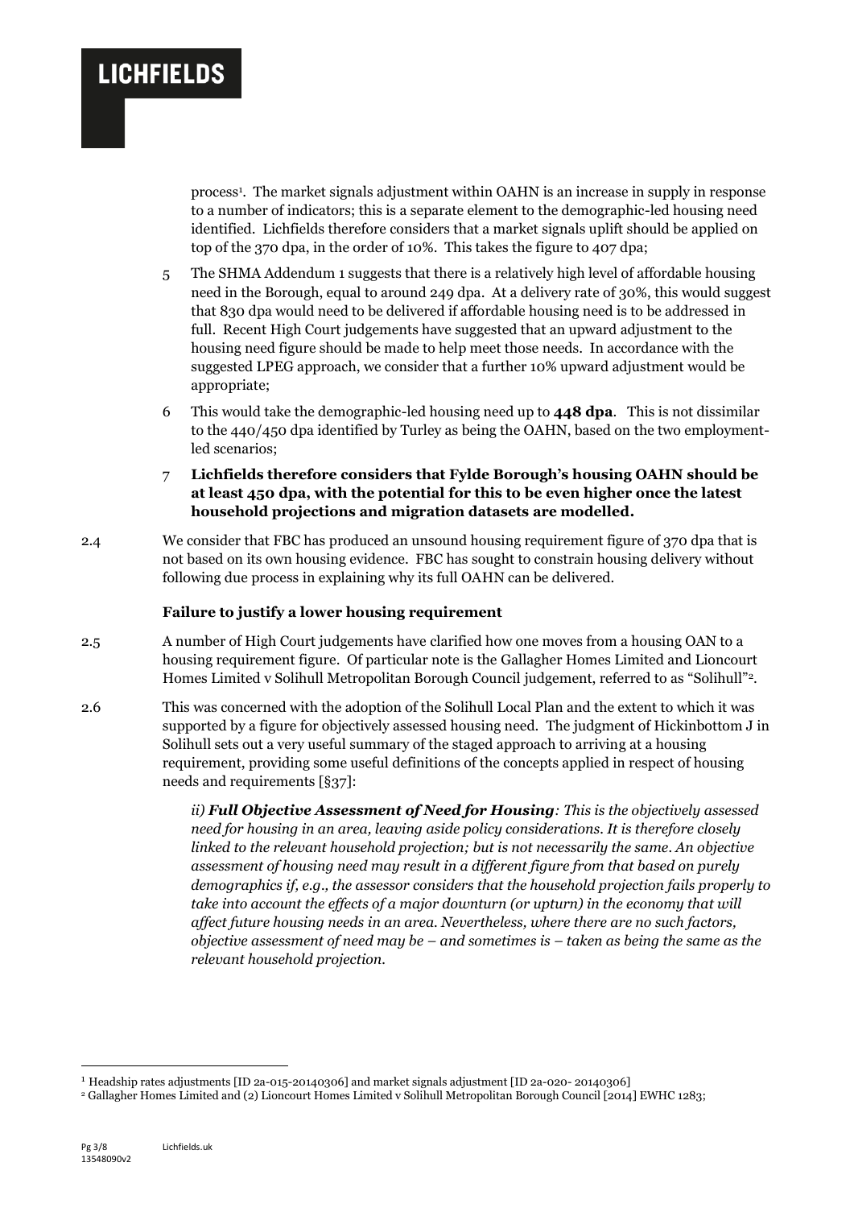process[1]. The market signals adjustment within OAHN is an increase in supply in response to a number of indicators; this is a separate element to the demographic-led housing need identified. Lichfields therefore considers that a market signals uplift should be applied on top of the 370 dpa, in the order of 10%. This takes the figure to 407 dpa;

5 The SHMA Addendum 1 suggests that there is a relatively high level of affordable housing need in the Borough, equal to around 249 dpa. At a delivery rate of 30%, this would suggest that 830 dpa would need to be delivered if affordable housing need is to be addressed in full. Recent High Court judgements have suggested that an upward adjustment to the housing need figure should be made to help meet those needs. In accordance with the suggested LPEG approach, we consider that a further 10% upward adjustment would be appropriate;

6 This would take the demographic-led housing need up to **448 dpa**. This is not dissimilar to the 440/450 dpa identified by Turley as being the OAHN, based on the two employment-led scenarios;

7 **Lichfields therefore considers that Fylde Borough's housing OAHN should be at least 450 dpa, with the potential for this to be even higher once the latest household projections and migration datasets are modelled.**

2.4 We consider that FBC has produced an unsound housing requirement figure of 370 dpa that is not based on its own housing evidence. FBC has sought to constrain housing delivery without following due process in explaining why its full OAHN can be delivered.

### Failure to justify a lower housing requirement

2.5 A number of High Court judgements have clarified how one moves from a housing OAN to a housing requirement figure. Of particular note is the Gallagher Homes Limited and Lioncourt Homes Limited v Solihull Metropolitan Borough Council judgement, referred to as "Solihull"[2].

2.6 This was concerned with the adoption of the Solihull Local Plan and the extent to which it was supported by a figure for objectively assessed housing need. The judgment of Hickinbottom J in Solihull sets out a very useful summary of the staged approach to arriving at a housing requirement, providing some useful definitions of the concepts applied in respect of housing needs and requirements [§37]:

> *ii)* ***Full Objective Assessment of Need for Housing****: This is the objectively assessed need for housing in an area, leaving aside policy considerations. It is therefore closely linked to the relevant household projection; but is not necessarily the same. An objective assessment of housing need may result in a different figure from that based on purely demographics if, e.g., the assessor considers that the household projection fails properly to take into account the effects of a major downturn (or upturn) in the economy that will affect future housing needs in an area. Nevertheless, where there are no such factors, objective assessment of need may be – and sometimes is – taken as being the same as the relevant household projection.*

---

[1] Headship rates adjustments [ID 2a-015-20140306] and market signals adjustment [ID 2a-020- 20140306]

[2] Gallagher Homes Limited and (2) Lioncourt Homes Limited v Solihull Metropolitan Borough Council [2014] EWHC 1283;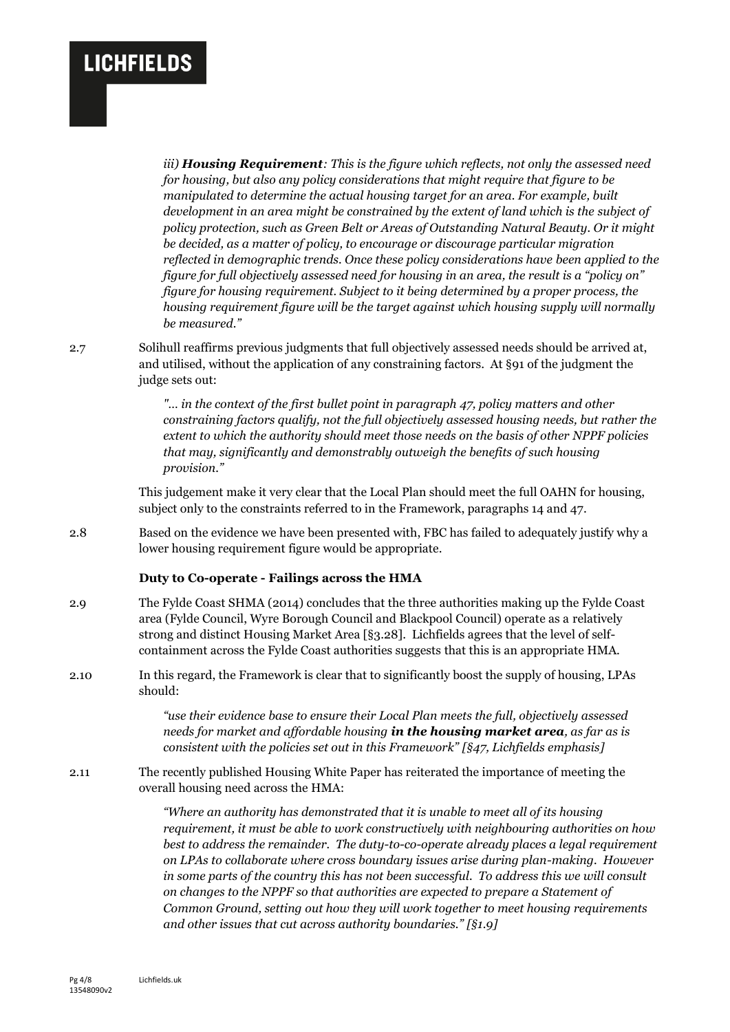> *iii) **Housing Requirement**: This is the figure which reflects, not only the assessed need for housing, but also any policy considerations that might require that figure to be manipulated to determine the actual housing target for an area. For example, built development in an area might be constrained by the extent of land which is the subject of policy protection, such as Green Belt or Areas of Outstanding Natural Beauty. Or it might be decided, as a matter of policy, to encourage or discourage particular migration reflected in demographic trends. Once these policy considerations have been applied to the figure for full objectively assessed need for housing in an area, the result is a "policy on" figure for housing requirement. Subject to it being determined by a proper process, the housing requirement figure will be the target against which housing supply will normally be measured."*

2.7 Solihull reaffirms previous judgments that full objectively assessed needs should be arrived at, and utilised, without the application of any constraining factors. At §91 of the judgment the judge sets out:

> *"... in the context of the first bullet point in paragraph 47, policy matters and other constraining factors qualify, not the full objectively assessed housing needs, but rather the extent to which the authority should meet those needs on the basis of other NPPF policies that may, significantly and demonstrably outweigh the benefits of such housing provision."*

This judgement make it very clear that the Local Plan should meet the full OAHN for housing, subject only to the constraints referred to in the Framework, paragraphs 14 and 47.

2.8 Based on the evidence we have been presented with, FBC has failed to adequately justify why a lower housing requirement figure would be appropriate.

**Duty to Co-operate - Failings across the HMA**

2.9 The Fylde Coast SHMA (2014) concludes that the three authorities making up the Fylde Coast area (Fylde Council, Wyre Borough Council and Blackpool Council) operate as a relatively strong and distinct Housing Market Area [§3.28]. Lichfields agrees that the level of self-containment across the Fylde Coast authorities suggests that this is an appropriate HMA.

2.10 In this regard, the Framework is clear that to significantly boost the supply of housing, LPAs should:

> *"use their evidence base to ensure their Local Plan meets the full, objectively assessed needs for market and affordable housing **in the housing market area**, as far as is consistent with the policies set out in this Framework" [§47, Lichfields emphasis]*

2.11 The recently published Housing White Paper has reiterated the importance of meeting the overall housing need across the HMA:

> *"Where an authority has demonstrated that it is unable to meet all of its housing requirement, it must be able to work constructively with neighbouring authorities on how best to address the remainder. The duty-to-co-operate already places a legal requirement on LPAs to collaborate where cross boundary issues arise during plan-making. However in some parts of the country this has not been successful. To address this we will consult on changes to the NPPF so that authorities are expected to prepare a Statement of Common Ground, setting out how they will work together to meet housing requirements and other issues that cut across authority boundaries." [§1.9]*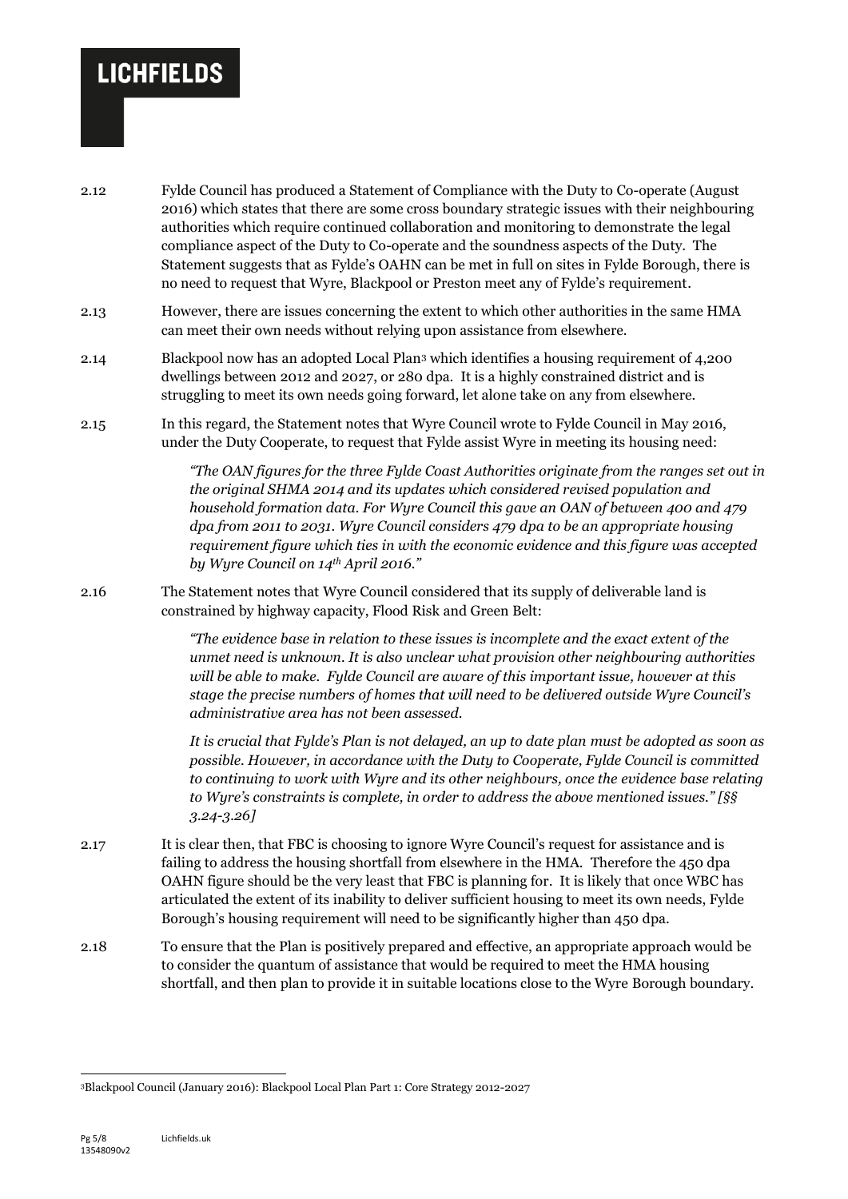2.12 Fylde Council has produced a Statement of Compliance with the Duty to Co-operate (August 2016) which states that there are some cross boundary strategic issues with their neighbouring authorities which require continued collaboration and monitoring to demonstrate the legal compliance aspect of the Duty to Co-operate and the soundness aspects of the Duty. The Statement suggests that as Fylde's OAHN can be met in full on sites in Fylde Borough, there is no need to request that Wyre, Blackpool or Preston meet any of Fylde's requirement.

2.13 However, there are issues concerning the extent to which other authorities in the same HMA can meet their own needs without relying upon assistance from elsewhere.

2.14 Blackpool now has an adopted Local Plan[3] which identifies a housing requirement of 4,200 dwellings between 2012 and 2027, or 280 dpa. It is a highly constrained district and is struggling to meet its own needs going forward, let alone take on any from elsewhere.

2.15 In this regard, the Statement notes that Wyre Council wrote to Fylde Council in May 2016, under the Duty Cooperate, to request that Fylde assist Wyre in meeting its housing need:

> *"The OAN figures for the three Fylde Coast Authorities originate from the ranges set out in the original SHMA 2014 and its updates which considered revised population and household formation data. For Wyre Council this gave an OAN of between 400 and 479 dpa from 2011 to 2031. Wyre Council considers 479 dpa to be an appropriate housing requirement figure which ties in with the economic evidence and this figure was accepted by Wyre Council on 14th April 2016."*

2.16 The Statement notes that Wyre Council considered that its supply of deliverable land is constrained by highway capacity, Flood Risk and Green Belt:

> *"The evidence base in relation to these issues is incomplete and the exact extent of the unmet need is unknown. It is also unclear what provision other neighbouring authorities will be able to make. Fylde Council are aware of this important issue, however at this stage the precise numbers of homes that will need to be delivered outside Wyre Council's administrative area has not been assessed.*
>
> *It is crucial that Fylde's Plan is not delayed, an up to date plan must be adopted as soon as possible. However, in accordance with the Duty to Cooperate, Fylde Council is committed to continuing to work with Wyre and its other neighbours, once the evidence base relating to Wyre's constraints is complete, in order to address the above mentioned issues." [§§ 3.24-3.26]*

2.17 It is clear then, that FBC is choosing to ignore Wyre Council's request for assistance and is failing to address the housing shortfall from elsewhere in the HMA. Therefore the 450 dpa OAHN figure should be the very least that FBC is planning for. It is likely that once WBC has articulated the extent of its inability to deliver sufficient housing to meet its own needs, Fylde Borough's housing requirement will need to be significantly higher than 450 dpa.

2.18 To ensure that the Plan is positively prepared and effective, an appropriate approach would be to consider the quantum of assistance that would be required to meet the HMA housing shortfall, and then plan to provide it in suitable locations close to the Wyre Borough boundary.

---

[3] Blackpool Council (January 2016): Blackpool Local Plan Part 1: Core Strategy 2012-2027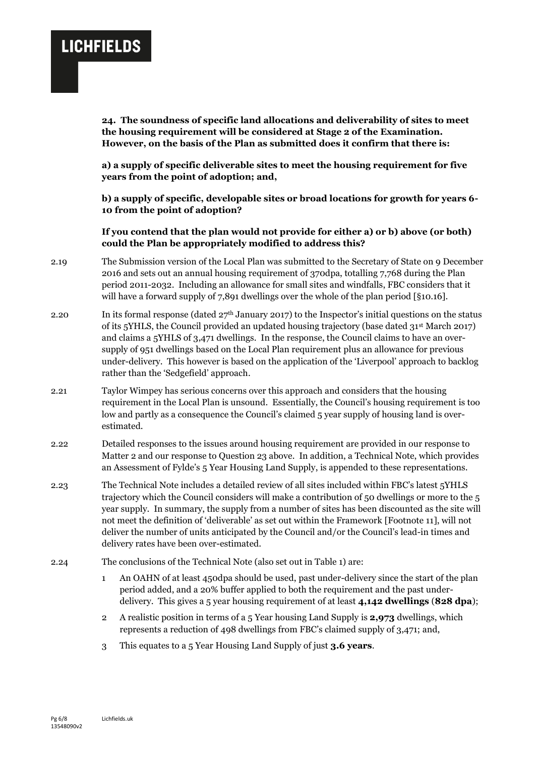**24. The soundness of specific land allocations and deliverability of sites to meet the housing requirement will be considered at Stage 2 of the Examination. However, on the basis of the Plan as submitted does it confirm that there is:**

**a) a supply of specific deliverable sites to meet the housing requirement for five years from the point of adoption; and,**

**b) a supply of specific, developable sites or broad locations for growth for years 6-10 from the point of adoption?**

**If you contend that the plan would not provide for either a) or b) above (or both) could the Plan be appropriately modified to address this?**

2.19 The Submission version of the Local Plan was submitted to the Secretary of State on 9 December 2016 and sets out an annual housing requirement of 370dpa, totalling 7,768 during the Plan period 2011-2032. Including an allowance for small sites and windfalls, FBC considers that it will have a forward supply of 7,891 dwellings over the whole of the plan period [§10.16].

2.20 In its formal response (dated 27th January 2017) to the Inspector's initial questions on the status of its 5YHLS, the Council provided an updated housing trajectory (base dated 31st March 2017) and claims a 5YHLS of 3,471 dwellings. In the response, the Council claims to have an over-supply of 951 dwellings based on the Local Plan requirement plus an allowance for previous under-delivery. This however is based on the application of the 'Liverpool' approach to backlog rather than the 'Sedgefield' approach.

2.21 Taylor Wimpey has serious concerns over this approach and considers that the housing requirement in the Local Plan is unsound. Essentially, the Council's housing requirement is too low and partly as a consequence the Council's claimed 5 year supply of housing land is over-estimated.

2.22 Detailed responses to the issues around housing requirement are provided in our response to Matter 2 and our response to Question 23 above. In addition, a Technical Note, which provides an Assessment of Fylde's 5 Year Housing Land Supply, is appended to these representations.

2.23 The Technical Note includes a detailed review of all sites included within FBC's latest 5YHLS trajectory which the Council considers will make a contribution of 50 dwellings or more to the 5 year supply. In summary, the supply from a number of sites has been discounted as the site will not meet the definition of 'deliverable' as set out within the Framework [Footnote 11], will not deliver the number of units anticipated by the Council and/or the Council's lead-in times and delivery rates have been over-estimated.

2.24 The conclusions of the Technical Note (also set out in Table 1) are:

1. An OAHN of at least 450dpa should be used, past under-delivery since the start of the plan period added, and a 20% buffer applied to both the requirement and the past under-delivery. This gives a 5 year housing requirement of at least **4,142 dwellings** (**828 dpa**);
2. A realistic position in terms of a 5 Year housing Land Supply is **2,973** dwellings, which represents a reduction of 498 dwellings from FBC's claimed supply of 3,471; and,
3. This equates to a 5 Year Housing Land Supply of just **3.6 years**.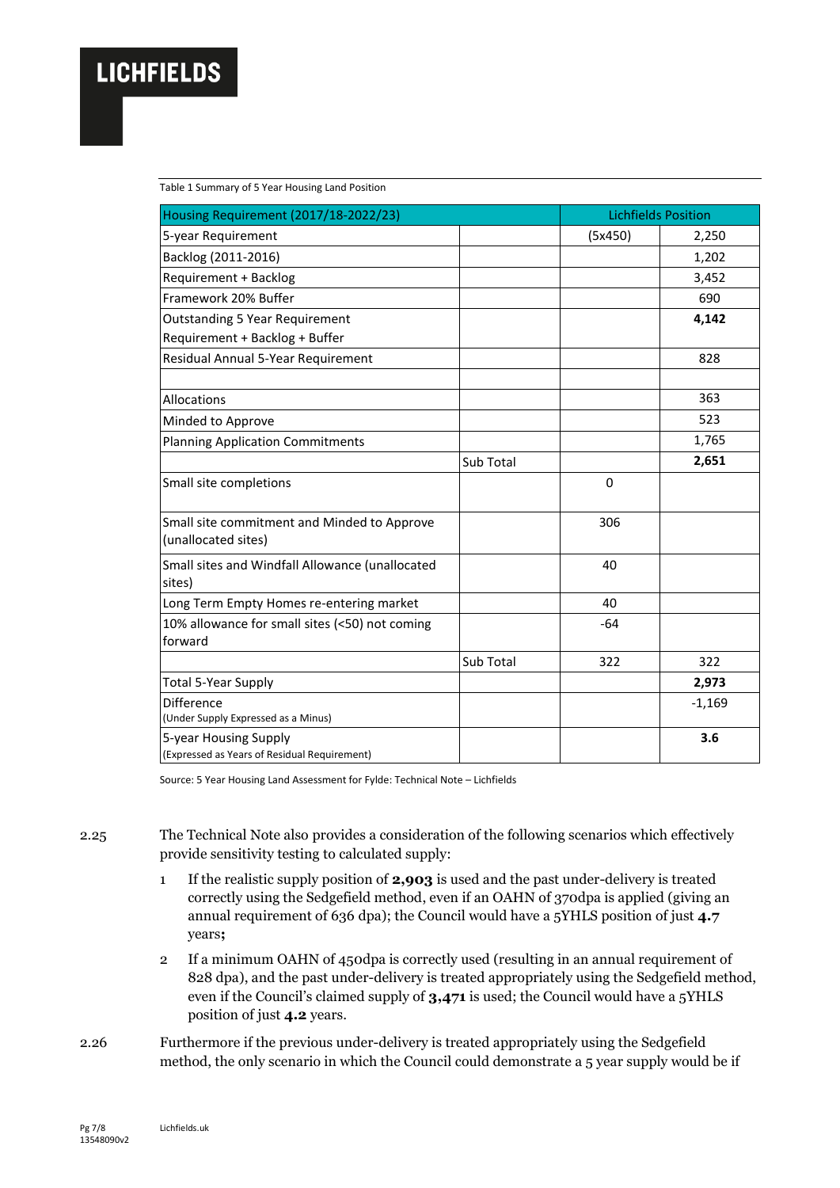Table 1 Summary of 5 Year Housing Land Position

| Housing Requirement (2017/18-2022/23) | | Lichfields Position | |
|---|---|---|---|
| 5-year Requirement | | (5x450) | 2,250 |
| Backlog (2011-2016) | | | 1,202 |
| Requirement + Backlog | | | 3,452 |
| Framework 20% Buffer | | | 690 |
| Outstanding 5 Year Requirement<br>Requirement + Backlog + Buffer | | | **4,142** |
| Residual Annual 5-Year Requirement | | | 828 |
| | | | |
| Allocations | | | 363 |
| Minded to Approve | | | 523 |
| Planning Application Commitments | | | 1,765 |
| | Sub Total | | **2,651** |
| Small site completions | | 0 | |
| Small site commitment and Minded to Approve (unallocated sites) | | 306 | |
| Small sites and Windfall Allowance (unallocated sites) | | 40 | |
| Long Term Empty Homes re-entering market | | 40 | |
| 10% allowance for small sites (<50) not coming forward | | -64 | |
| | Sub Total | 322 | 322 |
| Total 5-Year Supply | | | **2,973** |
| Difference<br>(Under Supply Expressed as a Minus) | | | -1,169 |
| 5-year Housing Supply<br>(Expressed as Years of Residual Requirement) | | | **3.6** |

Source: 5 Year Housing Land Assessment for Fylde: Technical Note – Lichfields

2.25 The Technical Note also provides a consideration of the following scenarios which effectively provide sensitivity testing to calculated supply:

1. If the realistic supply position of **2,903** is used and the past under-delivery is treated correctly using the Sedgefield method, even if an OAHN of 370dpa is applied (giving an annual requirement of 636 dpa); the Council would have a 5YHLS position of just **4.7** years**;**
2. If a minimum OAHN of 450dpa is correctly used (resulting in an annual requirement of 828 dpa), and the past under-delivery is treated appropriately using the Sedgefield method, even if the Council's claimed supply of **3,471** is used; the Council would have a 5YHLS position of just **4.2** years.

2.26 Furthermore if the previous under-delivery is treated appropriately using the Sedgefield method, the only scenario in which the Council could demonstrate a 5 year supply would be if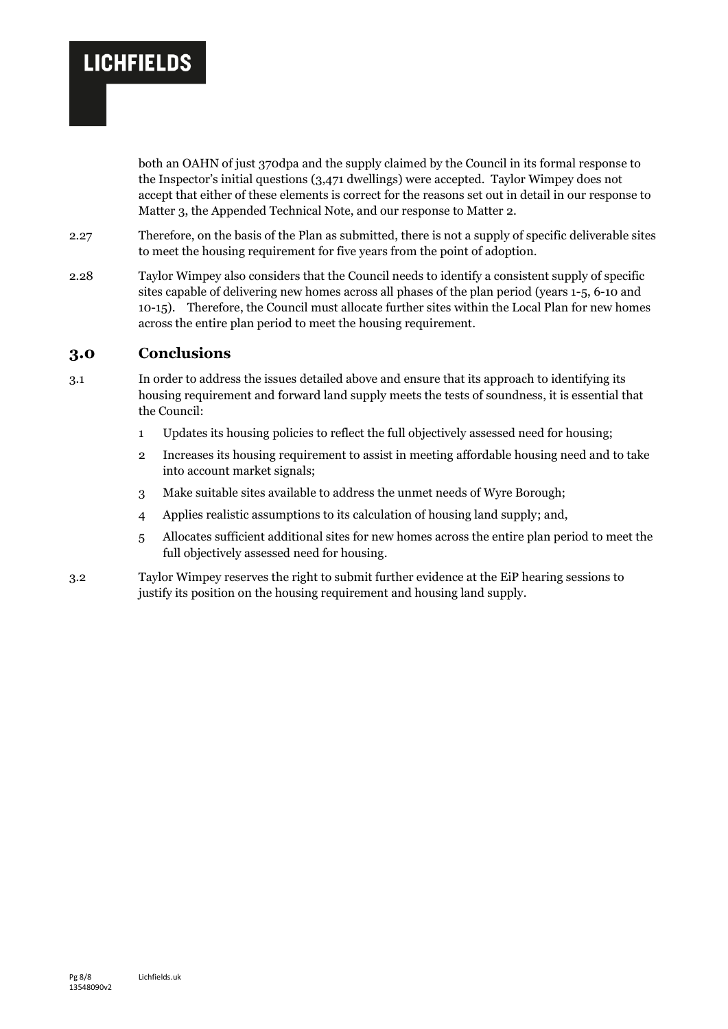both an OAHN of just 370dpa and the supply claimed by the Council in its formal response to the Inspector's initial questions (3,471 dwellings) were accepted. Taylor Wimpey does not accept that either of these elements is correct for the reasons set out in detail in our response to Matter 3, the Appended Technical Note, and our response to Matter 2.

2.27 Therefore, on the basis of the Plan as submitted, there is not a supply of specific deliverable sites to meet the housing requirement for five years from the point of adoption.

2.28 Taylor Wimpey also considers that the Council needs to identify a consistent supply of specific sites capable of delivering new homes across all phases of the plan period (years 1-5, 6-10 and 10-15). Therefore, the Council must allocate further sites within the Local Plan for new homes across the entire plan period to meet the housing requirement.

## 3.0 Conclusions

3.1 In order to address the issues detailed above and ensure that its approach to identifying its housing requirement and forward land supply meets the tests of soundness, it is essential that the Council:

1. Updates its housing policies to reflect the full objectively assessed need for housing;
2. Increases its housing requirement to assist in meeting affordable housing need and to take into account market signals;
3. Make suitable sites available to address the unmet needs of Wyre Borough;
4. Applies realistic assumptions to its calculation of housing land supply; and,
5. Allocates sufficient additional sites for new homes across the entire plan period to meet the full objectively assessed need for housing.

3.2 Taylor Wimpey reserves the right to submit further evidence at the EiP hearing sessions to justify its position on the housing requirement and housing land supply.